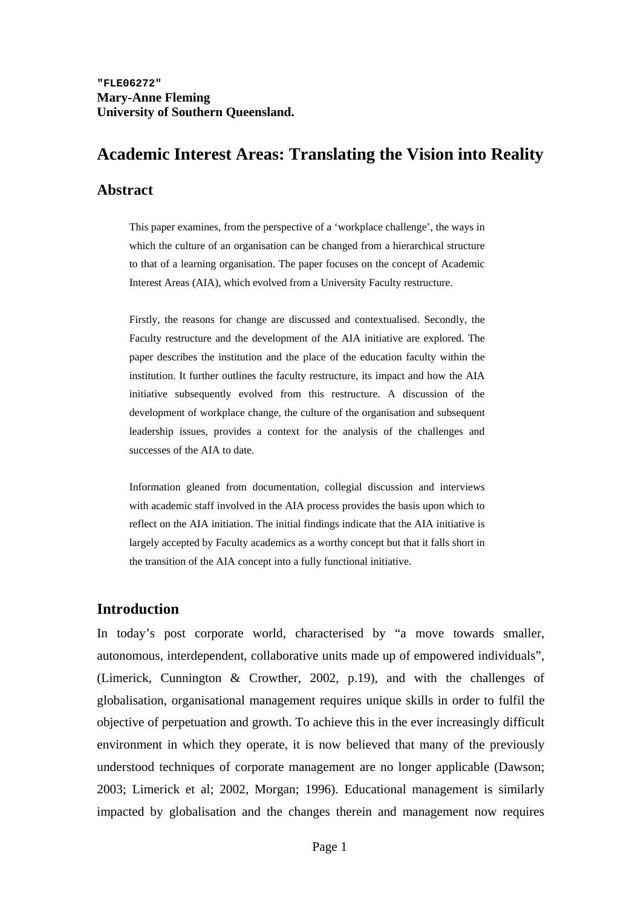**"FLE06272"**
**Mary-Anne Fleming**
**University of Southern Queensland.**

# Academic Interest Areas: Translating the Vision into Reality

## Abstract

This paper examines, from the perspective of a 'workplace challenge', the ways in which the culture of an organisation can be changed from a hierarchical structure to that of a learning organisation. The paper focuses on the concept of Academic Interest Areas (AIA), which evolved from a University Faculty restructure.

Firstly, the reasons for change are discussed and contextualised. Secondly, the Faculty restructure and the development of the AIA initiative are explored. The paper describes the institution and the place of the education faculty within the institution. It further outlines the faculty restructure, its impact and how the AIA initiative subsequently evolved from this restructure. A discussion of the development of workplace change, the culture of the organisation and subsequent leadership issues, provides a context for the analysis of the challenges and successes of the AIA to date.

Information gleaned from documentation, collegial discussion and interviews with academic staff involved in the AIA process provides the basis upon which to reflect on the AIA initiation. The initial findings indicate that the AIA initiative is largely accepted by Faculty academics as a worthy concept but that it falls short in the transition of the AIA concept into a fully functional initiative.

## Introduction

In today's post corporate world, characterised by "a move towards smaller, autonomous, interdependent, collaborative units made up of empowered individuals", (Limerick, Cunnington & Crowther, 2002, p.19), and with the challenges of globalisation, organisational management requires unique skills in order to fulfil the objective of perpetuation and growth. To achieve this in the ever increasingly difficult environment in which they operate, it is now believed that many of the previously understood techniques of corporate management are no longer applicable (Dawson; 2003; Limerick et al; 2002, Morgan; 1996). Educational management is similarly impacted by globalisation and the changes therein and management now requires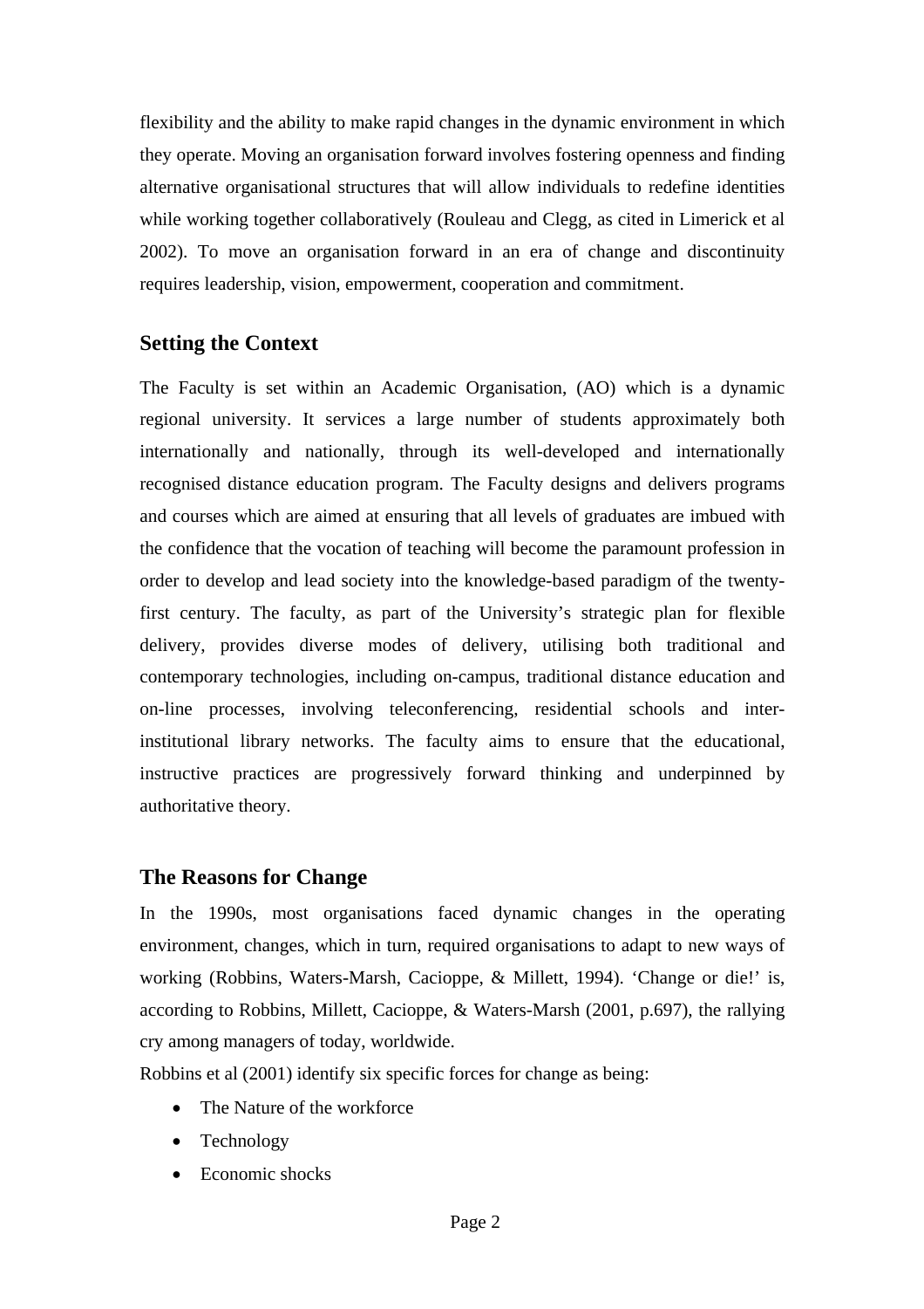flexibility and the ability to make rapid changes in the dynamic environment in which they operate. Moving an organisation forward involves fostering openness and finding alternative organisational structures that will allow individuals to redefine identities while working together collaboratively (Rouleau and Clegg, as cited in Limerick et al 2002). To move an organisation forward in an era of change and discontinuity requires leadership, vision, empowerment, cooperation and commitment.

## Setting the Context

The Faculty is set within an Academic Organisation, (AO) which is a dynamic regional university. It services a large number of students approximately both internationally and nationally, through its well-developed and internationally recognised distance education program. The Faculty designs and delivers programs and courses which are aimed at ensuring that all levels of graduates are imbued with the confidence that the vocation of teaching will become the paramount profession in order to develop and lead society into the knowledge-based paradigm of the twenty-first century. The faculty, as part of the University's strategic plan for flexible delivery, provides diverse modes of delivery, utilising both traditional and contemporary technologies, including on-campus, traditional distance education and on-line processes, involving teleconferencing, residential schools and inter-institutional library networks. The faculty aims to ensure that the educational, instructive practices are progressively forward thinking and underpinned by authoritative theory.

## The Reasons for Change

In the 1990s, most organisations faced dynamic changes in the operating environment, changes, which in turn, required organisations to adapt to new ways of working (Robbins, Waters-Marsh, Cacioppe, & Millett, 1994). 'Change or die!' is, according to Robbins, Millett, Cacioppe, & Waters-Marsh (2001, p.697), the rallying cry among managers of today, worldwide.

Robbins et al (2001) identify six specific forces for change as being:

- The Nature of the workforce
- Technology
- Economic shocks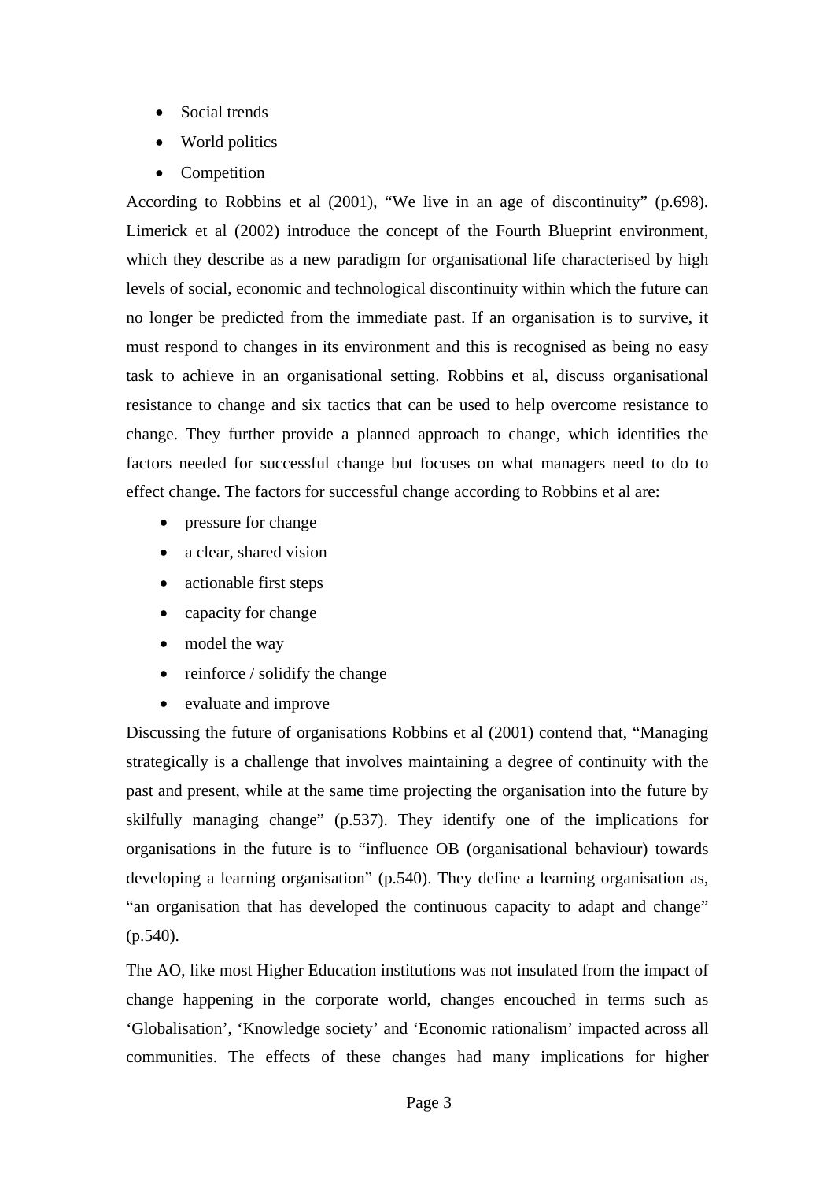- Social trends
- World politics
- Competition

According to Robbins et al (2001), "We live in an age of discontinuity" (p.698). Limerick et al (2002) introduce the concept of the Fourth Blueprint environment, which they describe as a new paradigm for organisational life characterised by high levels of social, economic and technological discontinuity within which the future can no longer be predicted from the immediate past. If an organisation is to survive, it must respond to changes in its environment and this is recognised as being no easy task to achieve in an organisational setting. Robbins et al, discuss organisational resistance to change and six tactics that can be used to help overcome resistance to change. They further provide a planned approach to change, which identifies the factors needed for successful change but focuses on what managers need to do to effect change. The factors for successful change according to Robbins et al are:

- pressure for change
- a clear, shared vision
- actionable first steps
- capacity for change
- model the way
- reinforce / solidify the change
- evaluate and improve

Discussing the future of organisations Robbins et al (2001) contend that, "Managing strategically is a challenge that involves maintaining a degree of continuity with the past and present, while at the same time projecting the organisation into the future by skilfully managing change" (p.537). They identify one of the implications for organisations in the future is to "influence OB (organisational behaviour) towards developing a learning organisation" (p.540). They define a learning organisation as, "an organisation that has developed the continuous capacity to adapt and change" (p.540).

The AO, like most Higher Education institutions was not insulated from the impact of change happening in the corporate world, changes encouched in terms such as 'Globalisation', 'Knowledge society' and 'Economic rationalism' impacted across all communities. The effects of these changes had many implications for higher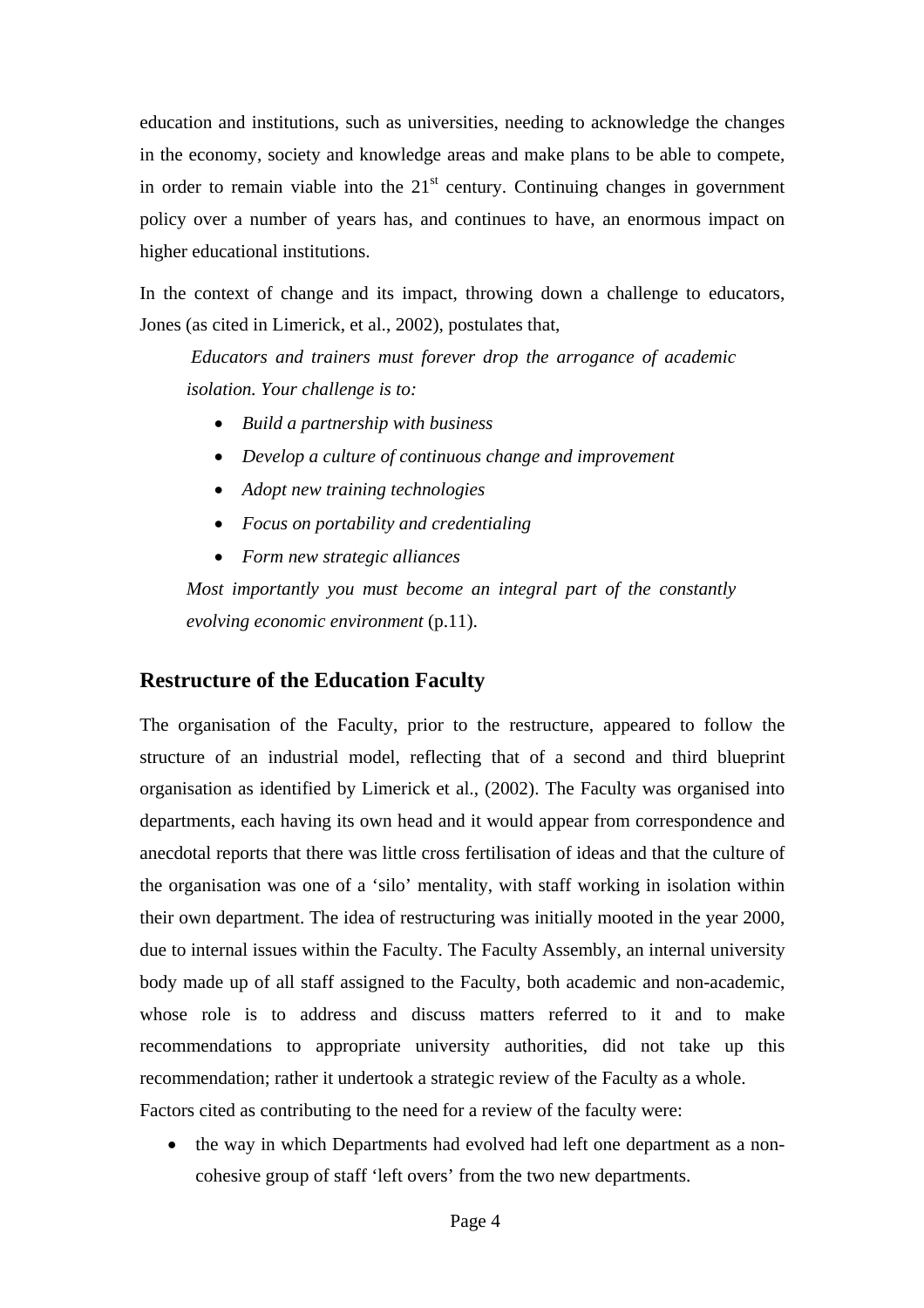education and institutions, such as universities, needing to acknowledge the changes in the economy, society and knowledge areas and make plans to be able to compete, in order to remain viable into the 21st century. Continuing changes in government policy over a number of years has, and continues to have, an enormous impact on higher educational institutions.

In the context of change and its impact, throwing down a challenge to educators, Jones (as cited in Limerick, et al., 2002), postulates that,

> *Educators and trainers must forever drop the arrogance of academic isolation. Your challenge is to:*
>
> - *Build a partnership with business*
> - *Develop a culture of continuous change and improvement*
> - *Adopt new training technologies*
> - *Focus on portability and credentialing*
> - *Form new strategic alliances*
>
> *Most importantly you must become an integral part of the constantly evolving economic environment* (p.11).

## Restructure of the Education Faculty

The organisation of the Faculty, prior to the restructure, appeared to follow the structure of an industrial model, reflecting that of a second and third blueprint organisation as identified by Limerick et al., (2002). The Faculty was organised into departments, each having its own head and it would appear from correspondence and anecdotal reports that there was little cross fertilisation of ideas and that the culture of the organisation was one of a 'silo' mentality, with staff working in isolation within their own department. The idea of restructuring was initially mooted in the year 2000, due to internal issues within the Faculty. The Faculty Assembly, an internal university body made up of all staff assigned to the Faculty, both academic and non-academic, whose role is to address and discuss matters referred to it and to make recommendations to appropriate university authorities, did not take up this recommendation; rather it undertook a strategic review of the Faculty as a whole. Factors cited as contributing to the need for a review of the faculty were:

- the way in which Departments had evolved had left one department as a non-cohesive group of staff 'left overs' from the two new departments.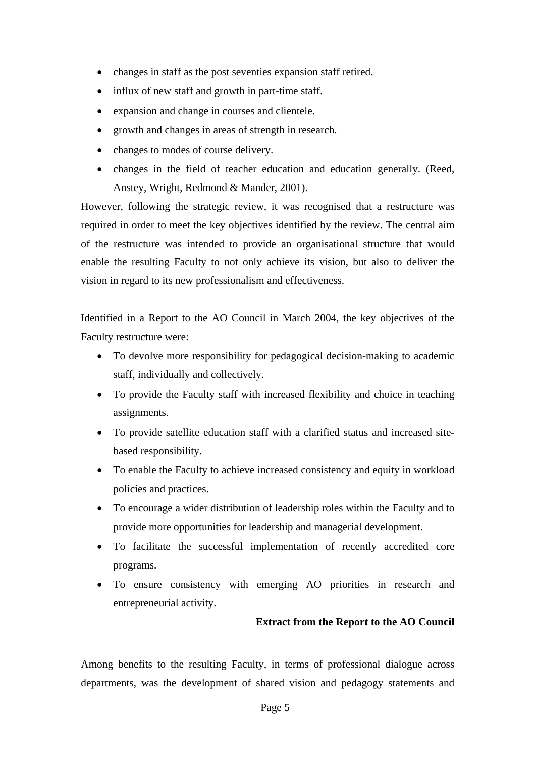- changes in staff as the post seventies expansion staff retired.
- influx of new staff and growth in part-time staff.
- expansion and change in courses and clientele.
- growth and changes in areas of strength in research.
- changes to modes of course delivery.
- changes in the field of teacher education and education generally. (Reed, Anstey, Wright, Redmond & Mander, 2001).

However, following the strategic review, it was recognised that a restructure was required in order to meet the key objectives identified by the review. The central aim of the restructure was intended to provide an organisational structure that would enable the resulting Faculty to not only achieve its vision, but also to deliver the vision in regard to its new professionalism and effectiveness.

Identified in a Report to the AO Council in March 2004, the key objectives of the Faculty restructure were:

- To devolve more responsibility for pedagogical decision-making to academic staff, individually and collectively.
- To provide the Faculty staff with increased flexibility and choice in teaching assignments.
- To provide satellite education staff with a clarified status and increased site-based responsibility.
- To enable the Faculty to achieve increased consistency and equity in workload policies and practices.
- To encourage a wider distribution of leadership roles within the Faculty and to provide more opportunities for leadership and managerial development.
- To facilitate the successful implementation of recently accredited core programs.
- To ensure consistency with emerging AO priorities in research and entrepreneurial activity.

**Extract from the Report to the AO Council**

Among benefits to the resulting Faculty, in terms of professional dialogue across departments, was the development of shared vision and pedagogy statements and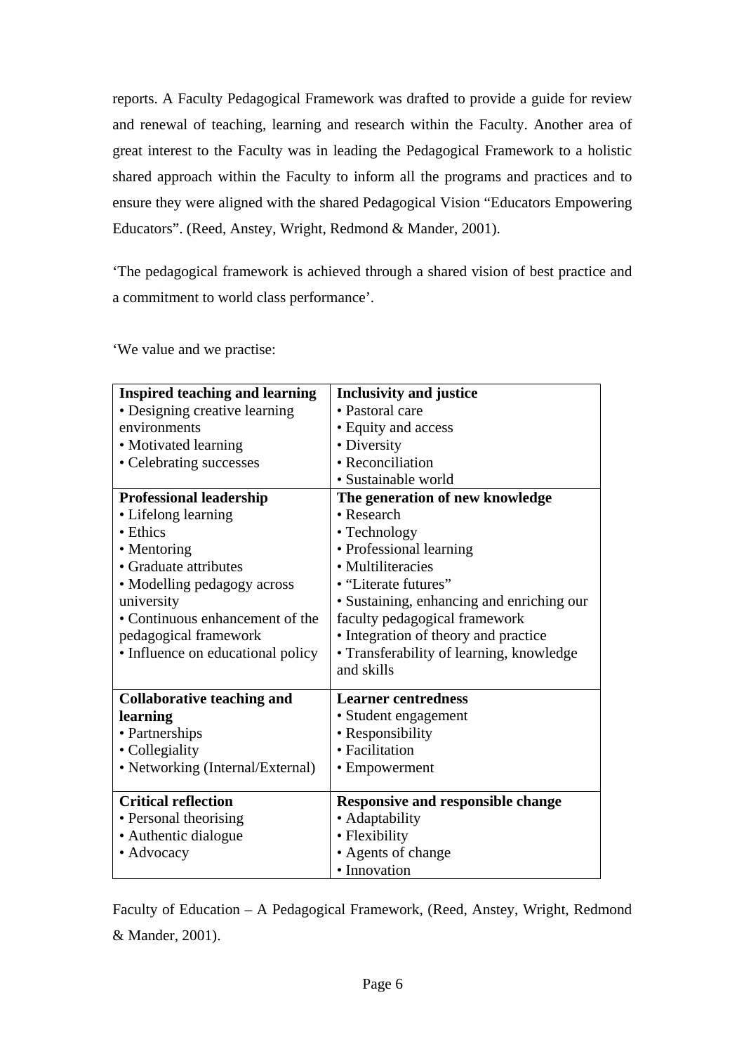reports. A Faculty Pedagogical Framework was drafted to provide a guide for review and renewal of teaching, learning and research within the Faculty. Another area of great interest to the Faculty was in leading the Pedagogical Framework to a holistic shared approach within the Faculty to inform all the programs and practices and to ensure they were aligned with the shared Pedagogical Vision "Educators Empowering Educators". (Reed, Anstey, Wright, Redmond & Mander, 2001).

'The pedagogical framework is achieved through a shared vision of best practice and a commitment to world class performance'.

'We value and we practise:

| | |
|---|---|
| **Inspired teaching and learning**<br>• Designing creative learning environments<br>• Motivated learning<br>• Celebrating successes | **Inclusivity and justice**<br>• Pastoral care<br>• Equity and access<br>• Diversity<br>• Reconciliation<br>• Sustainable world |
| **Professional leadership**<br>• Lifelong learning<br>• Ethics<br>• Mentoring<br>• Graduate attributes<br>• Modelling pedagogy across university<br>• Continuous enhancement of the pedagogical framework<br>• Influence on educational policy | **The generation of new knowledge**<br>• Research<br>• Technology<br>• Professional learning<br>• Multiliteracies<br>• "Literate futures"<br>• Sustaining, enhancing and enriching our faculty pedagogical framework<br>• Integration of theory and practice<br>• Transferability of learning, knowledge and skills |
| **Collaborative teaching and learning**<br>• Partnerships<br>• Collegiality<br>• Networking (Internal/External) | **Learner centredness**<br>• Student engagement<br>• Responsibility<br>• Facilitation<br>• Empowerment |
| **Critical reflection**<br>• Personal theorising<br>• Authentic dialogue<br>• Advocacy | **Responsive and responsible change**<br>• Adaptability<br>• Flexibility<br>• Agents of change<br>• Innovation |

Faculty of Education – A Pedagogical Framework, (Reed, Anstey, Wright, Redmond & Mander, 2001).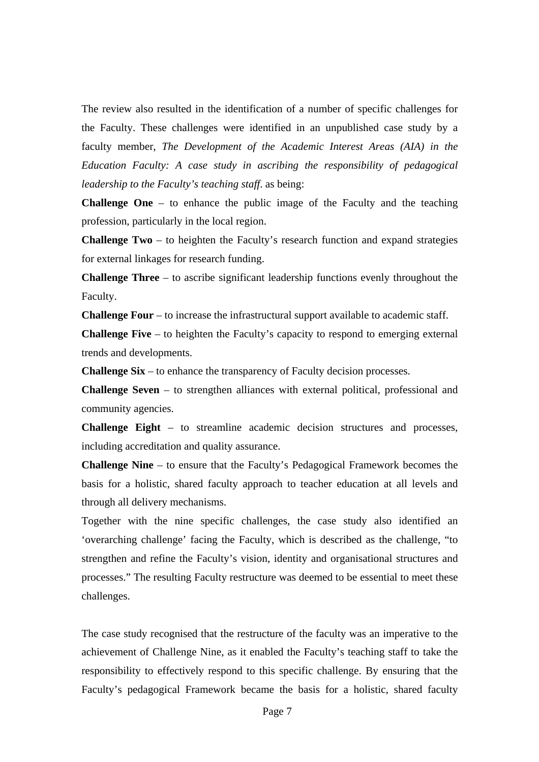The review also resulted in the identification of a number of specific challenges for the Faculty. These challenges were identified in an unpublished case study by a faculty member, *The Development of the Academic Interest Areas (AIA) in the Education Faculty: A case study in ascribing the responsibility of pedagogical leadership to the Faculty's teaching staff*. as being:

**Challenge One** – to enhance the public image of the Faculty and the teaching profession, particularly in the local region.

**Challenge Two** – to heighten the Faculty's research function and expand strategies for external linkages for research funding.

**Challenge Three** – to ascribe significant leadership functions evenly throughout the Faculty.

**Challenge Four** – to increase the infrastructural support available to academic staff.

**Challenge Five** – to heighten the Faculty's capacity to respond to emerging external trends and developments.

**Challenge Six** – to enhance the transparency of Faculty decision processes.

**Challenge Seven** – to strengthen alliances with external political, professional and community agencies.

**Challenge Eight** – to streamline academic decision structures and processes, including accreditation and quality assurance.

**Challenge Nine** – to ensure that the Faculty's Pedagogical Framework becomes the basis for a holistic, shared faculty approach to teacher education at all levels and through all delivery mechanisms.

Together with the nine specific challenges, the case study also identified an 'overarching challenge' facing the Faculty, which is described as the challenge, "to strengthen and refine the Faculty's vision, identity and organisational structures and processes." The resulting Faculty restructure was deemed to be essential to meet these challenges.

The case study recognised that the restructure of the faculty was an imperative to the achievement of Challenge Nine, as it enabled the Faculty's teaching staff to take the responsibility to effectively respond to this specific challenge. By ensuring that the Faculty's pedagogical Framework became the basis for a holistic, shared faculty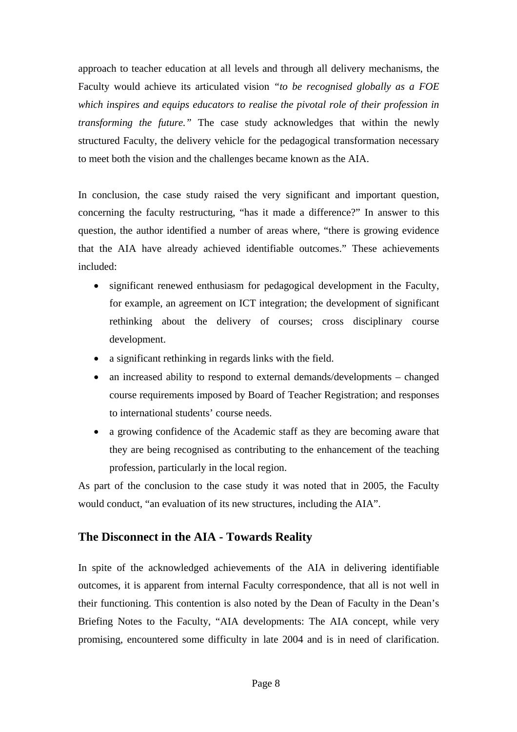approach to teacher education at all levels and through all delivery mechanisms, the Faculty would achieve its articulated vision *"to be recognised globally as a FOE which inspires and equips educators to realise the pivotal role of their profession in transforming the future."* The case study acknowledges that within the newly structured Faculty, the delivery vehicle for the pedagogical transformation necessary to meet both the vision and the challenges became known as the AIA.

In conclusion, the case study raised the very significant and important question, concerning the faculty restructuring, "has it made a difference?" In answer to this question, the author identified a number of areas where, "there is growing evidence that the AIA have already achieved identifiable outcomes." These achievements included:

- significant renewed enthusiasm for pedagogical development in the Faculty, for example, an agreement on ICT integration; the development of significant rethinking about the delivery of courses; cross disciplinary course development.
- a significant rethinking in regards links with the field.
- an increased ability to respond to external demands/developments – changed course requirements imposed by Board of Teacher Registration; and responses to international students' course needs.
- a growing confidence of the Academic staff as they are becoming aware that they are being recognised as contributing to the enhancement of the teaching profession, particularly in the local region.

As part of the conclusion to the case study it was noted that in 2005, the Faculty would conduct, "an evaluation of its new structures, including the AIA".

## The Disconnect in the AIA - Towards Reality

In spite of the acknowledged achievements of the AIA in delivering identifiable outcomes, it is apparent from internal Faculty correspondence, that all is not well in their functioning. This contention is also noted by the Dean of Faculty in the Dean's Briefing Notes to the Faculty, "AIA developments: The AIA concept, while very promising, encountered some difficulty in late 2004 and is in need of clarification.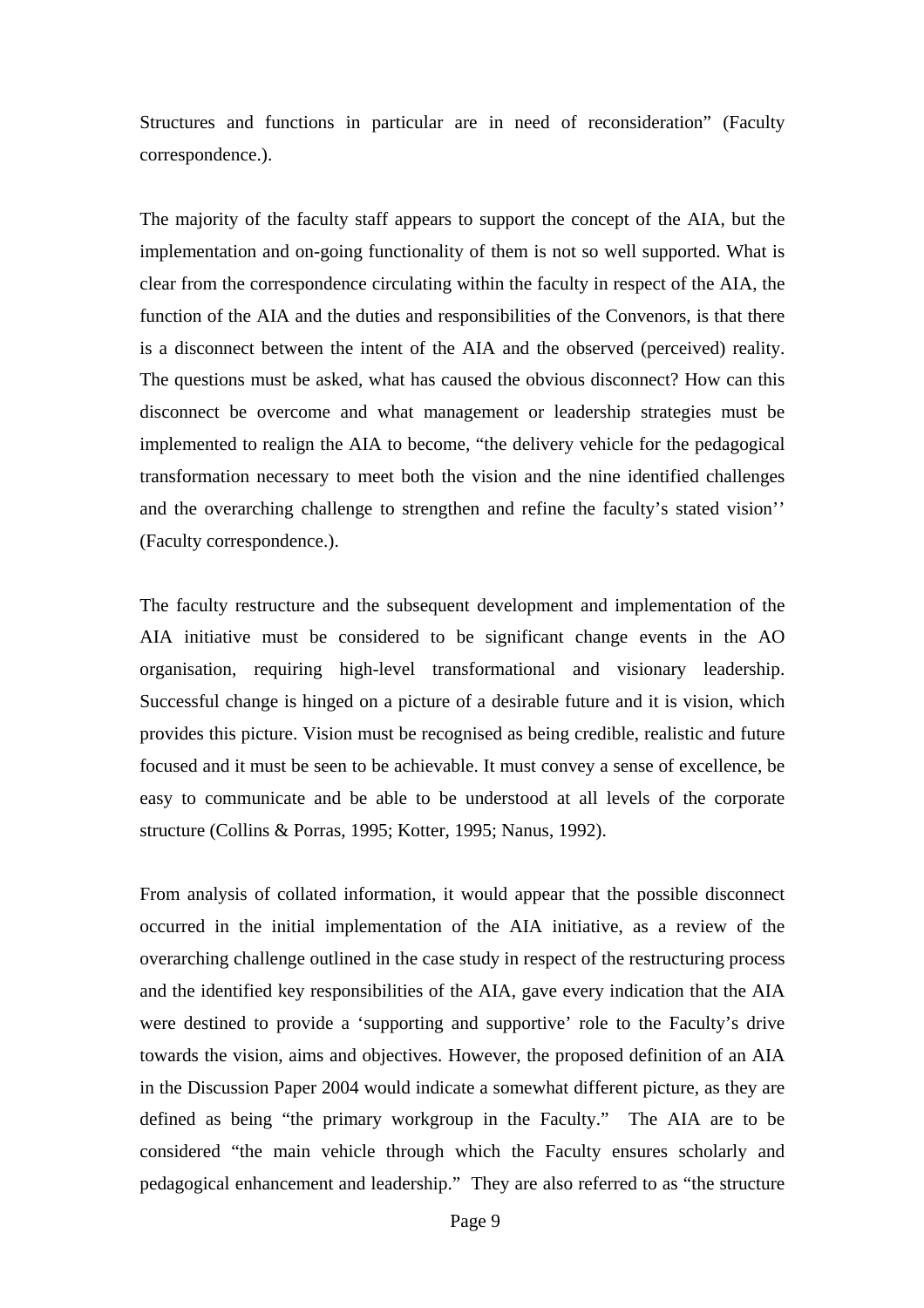Structures and functions in particular are in need of reconsideration" (Faculty correspondence.).

The majority of the faculty staff appears to support the concept of the AIA, but the implementation and on-going functionality of them is not so well supported. What is clear from the correspondence circulating within the faculty in respect of the AIA, the function of the AIA and the duties and responsibilities of the Convenors, is that there is a disconnect between the intent of the AIA and the observed (perceived) reality. The questions must be asked, what has caused the obvious disconnect? How can this disconnect be overcome and what management or leadership strategies must be implemented to realign the AIA to become, "the delivery vehicle for the pedagogical transformation necessary to meet both the vision and the nine identified challenges and the overarching challenge to strengthen and refine the faculty's stated vision'' (Faculty correspondence.).

The faculty restructure and the subsequent development and implementation of the AIA initiative must be considered to be significant change events in the AO organisation, requiring high-level transformational and visionary leadership. Successful change is hinged on a picture of a desirable future and it is vision, which provides this picture. Vision must be recognised as being credible, realistic and future focused and it must be seen to be achievable. It must convey a sense of excellence, be easy to communicate and be able to be understood at all levels of the corporate structure (Collins & Porras, 1995; Kotter, 1995; Nanus, 1992).

From analysis of collated information, it would appear that the possible disconnect occurred in the initial implementation of the AIA initiative, as a review of the overarching challenge outlined in the case study in respect of the restructuring process and the identified key responsibilities of the AIA, gave every indication that the AIA were destined to provide a 'supporting and supportive' role to the Faculty's drive towards the vision, aims and objectives. However, the proposed definition of an AIA in the Discussion Paper 2004 would indicate a somewhat different picture, as they are defined as being "the primary workgroup in the Faculty." The AIA are to be considered "the main vehicle through which the Faculty ensures scholarly and pedagogical enhancement and leadership." They are also referred to as "the structure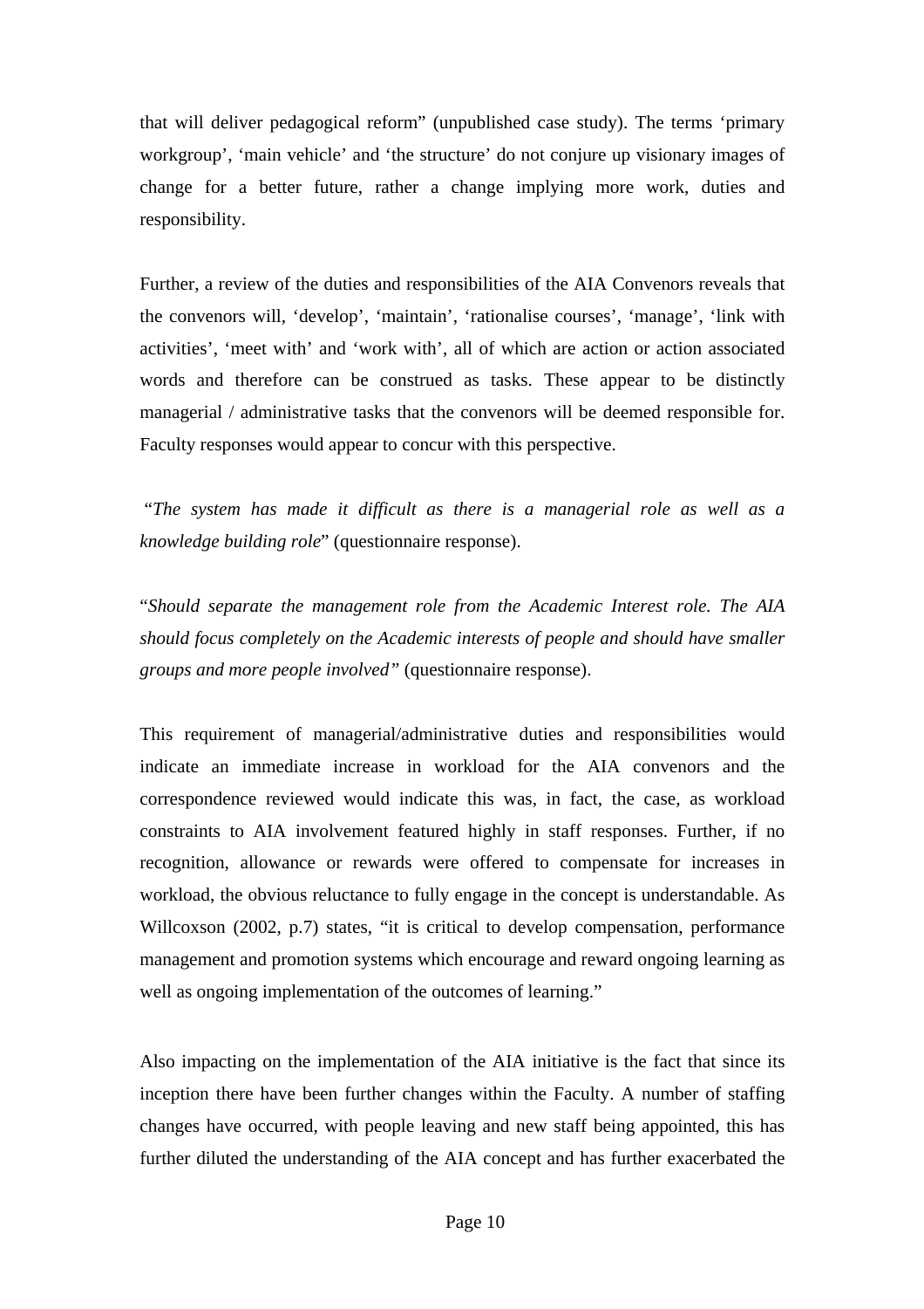that will deliver pedagogical reform" (unpublished case study). The terms 'primary workgroup', 'main vehicle' and 'the structure' do not conjure up visionary images of change for a better future, rather a change implying more work, duties and responsibility.

Further, a review of the duties and responsibilities of the AIA Convenors reveals that the convenors will, 'develop', 'maintain', 'rationalise courses', 'manage', 'link with activities', 'meet with' and 'work with', all of which are action or action associated words and therefore can be construed as tasks. These appear to be distinctly managerial / administrative tasks that the convenors will be deemed responsible for. Faculty responses would appear to concur with this perspective.

"*The system has made it difficult as there is a managerial role as well as a knowledge building role*" (questionnaire response).

"*Should separate the management role from the Academic Interest role. The AIA should focus completely on the Academic interests of people and should have smaller groups and more people involved"* (questionnaire response).

This requirement of managerial/administrative duties and responsibilities would indicate an immediate increase in workload for the AIA convenors and the correspondence reviewed would indicate this was, in fact, the case, as workload constraints to AIA involvement featured highly in staff responses. Further, if no recognition, allowance or rewards were offered to compensate for increases in workload, the obvious reluctance to fully engage in the concept is understandable. As Willcoxson (2002, p.7) states, "it is critical to develop compensation, performance management and promotion systems which encourage and reward ongoing learning as well as ongoing implementation of the outcomes of learning."

Also impacting on the implementation of the AIA initiative is the fact that since its inception there have been further changes within the Faculty. A number of staffing changes have occurred, with people leaving and new staff being appointed, this has further diluted the understanding of the AIA concept and has further exacerbated the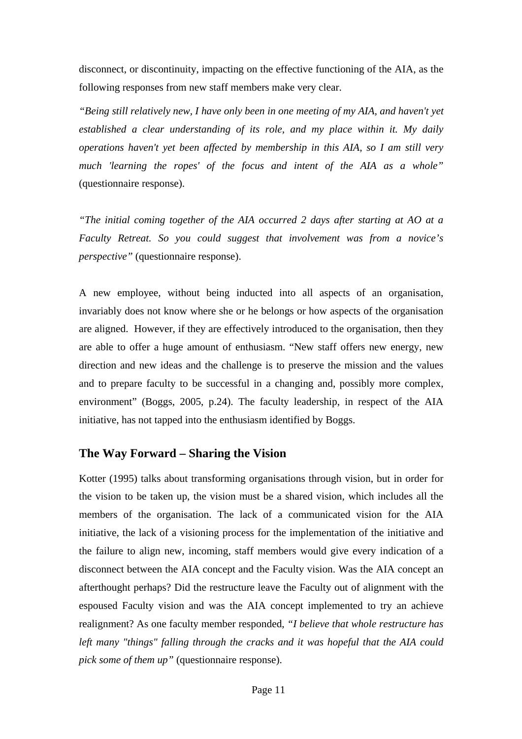disconnect, or discontinuity, impacting on the effective functioning of the AIA, as the following responses from new staff members make very clear.

*"Being still relatively new, I have only been in one meeting of my AIA, and haven't yet established a clear understanding of its role, and my place within it. My daily operations haven't yet been affected by membership in this AIA, so I am still very much 'learning the ropes' of the focus and intent of the AIA as a whole"* (questionnaire response).

*"The initial coming together of the AIA occurred 2 days after starting at AO at a Faculty Retreat. So you could suggest that involvement was from a novice's perspective"* (questionnaire response).

A new employee, without being inducted into all aspects of an organisation, invariably does not know where she or he belongs or how aspects of the organisation are aligned. However, if they are effectively introduced to the organisation, then they are able to offer a huge amount of enthusiasm. "New staff offers new energy, new direction and new ideas and the challenge is to preserve the mission and the values and to prepare faculty to be successful in a changing and, possibly more complex, environment" (Boggs, 2005, p.24). The faculty leadership, in respect of the AIA initiative, has not tapped into the enthusiasm identified by Boggs.

## The Way Forward – Sharing the Vision

Kotter (1995) talks about transforming organisations through vision, but in order for the vision to be taken up, the vision must be a shared vision, which includes all the members of the organisation. The lack of a communicated vision for the AIA initiative, the lack of a visioning process for the implementation of the initiative and the failure to align new, incoming, staff members would give every indication of a disconnect between the AIA concept and the Faculty vision. Was the AIA concept an afterthought perhaps? Did the restructure leave the Faculty out of alignment with the espoused Faculty vision and was the AIA concept implemented to try an achieve realignment? As one faculty member responded, *"I believe that whole restructure has left many "things" falling through the cracks and it was hopeful that the AIA could pick some of them up"* (questionnaire response).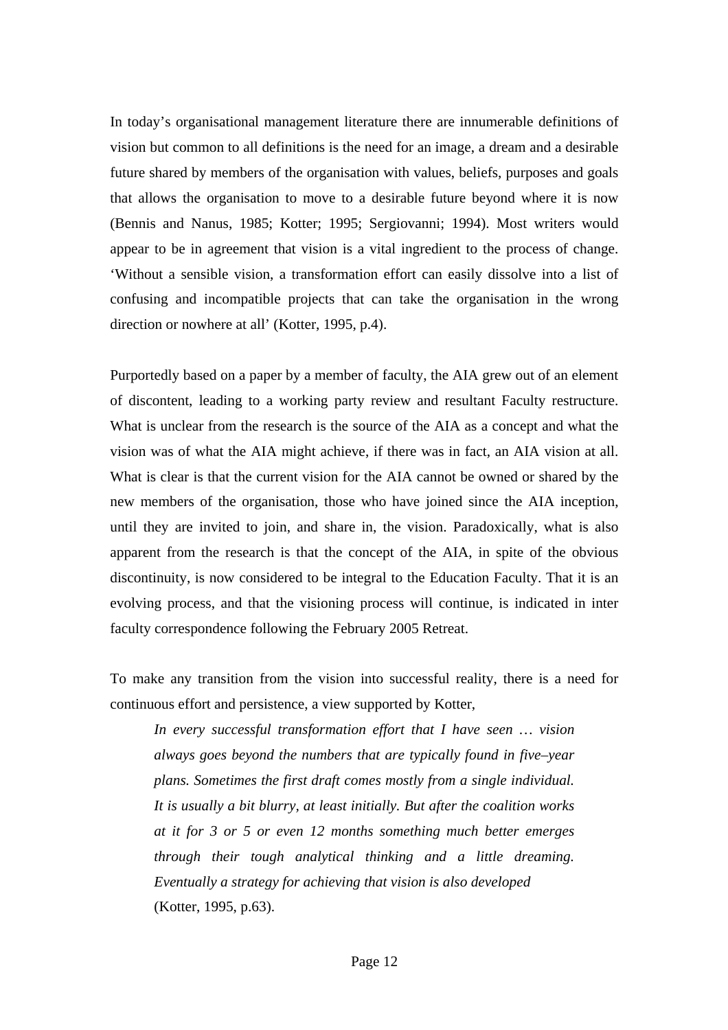In today's organisational management literature there are innumerable definitions of vision but common to all definitions is the need for an image, a dream and a desirable future shared by members of the organisation with values, beliefs, purposes and goals that allows the organisation to move to a desirable future beyond where it is now (Bennis and Nanus, 1985; Kotter; 1995; Sergiovanni; 1994). Most writers would appear to be in agreement that vision is a vital ingredient to the process of change. 'Without a sensible vision, a transformation effort can easily dissolve into a list of confusing and incompatible projects that can take the organisation in the wrong direction or nowhere at all' (Kotter, 1995, p.4).

Purportedly based on a paper by a member of faculty, the AIA grew out of an element of discontent, leading to a working party review and resultant Faculty restructure. What is unclear from the research is the source of the AIA as a concept and what the vision was of what the AIA might achieve, if there was in fact, an AIA vision at all. What is clear is that the current vision for the AIA cannot be owned or shared by the new members of the organisation, those who have joined since the AIA inception, until they are invited to join, and share in, the vision. Paradoxically, what is also apparent from the research is that the concept of the AIA, in spite of the obvious discontinuity, is now considered to be integral to the Education Faculty. That it is an evolving process, and that the visioning process will continue, is indicated in inter faculty correspondence following the February 2005 Retreat.

To make any transition from the vision into successful reality, there is a need for continuous effort and persistence, a view supported by Kotter,

> *In every successful transformation effort that I have seen … vision always goes beyond the numbers that are typically found in five–year plans. Sometimes the first draft comes mostly from a single individual. It is usually a bit blurry, at least initially. But after the coalition works at it for 3 or 5 or even 12 months something much better emerges through their tough analytical thinking and a little dreaming. Eventually a strategy for achieving that vision is also developed*
> (Kotter, 1995, p.63).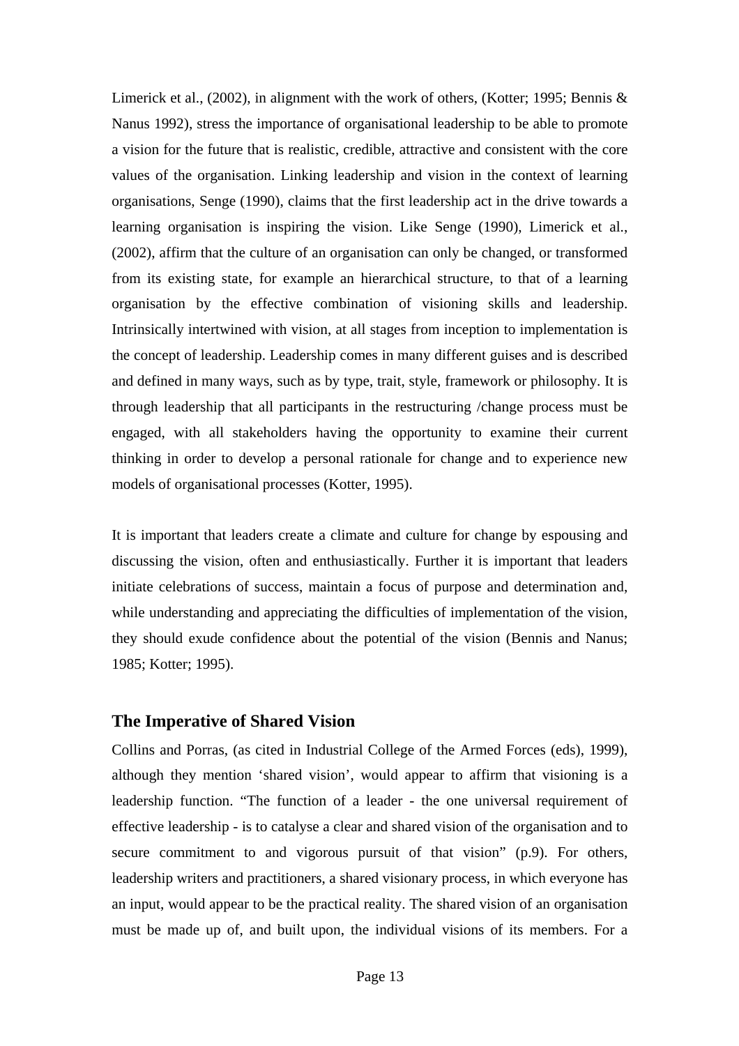Limerick et al., (2002), in alignment with the work of others, (Kotter; 1995; Bennis & Nanus 1992), stress the importance of organisational leadership to be able to promote a vision for the future that is realistic, credible, attractive and consistent with the core values of the organisation. Linking leadership and vision in the context of learning organisations, Senge (1990), claims that the first leadership act in the drive towards a learning organisation is inspiring the vision. Like Senge (1990), Limerick et al., (2002), affirm that the culture of an organisation can only be changed, or transformed from its existing state, for example an hierarchical structure, to that of a learning organisation by the effective combination of visioning skills and leadership. Intrinsically intertwined with vision, at all stages from inception to implementation is the concept of leadership. Leadership comes in many different guises and is described and defined in many ways, such as by type, trait, style, framework or philosophy. It is through leadership that all participants in the restructuring /change process must be engaged, with all stakeholders having the opportunity to examine their current thinking in order to develop a personal rationale for change and to experience new models of organisational processes (Kotter, 1995).

It is important that leaders create a climate and culture for change by espousing and discussing the vision, often and enthusiastically. Further it is important that leaders initiate celebrations of success, maintain a focus of purpose and determination and, while understanding and appreciating the difficulties of implementation of the vision, they should exude confidence about the potential of the vision (Bennis and Nanus; 1985; Kotter; 1995).

## The Imperative of Shared Vision

Collins and Porras, (as cited in Industrial College of the Armed Forces (eds), 1999), although they mention 'shared vision', would appear to affirm that visioning is a leadership function. "The function of a leader - the one universal requirement of effective leadership - is to catalyse a clear and shared vision of the organisation and to secure commitment to and vigorous pursuit of that vision" (p.9). For others, leadership writers and practitioners, a shared visionary process, in which everyone has an input, would appear to be the practical reality. The shared vision of an organisation must be made up of, and built upon, the individual visions of its members. For a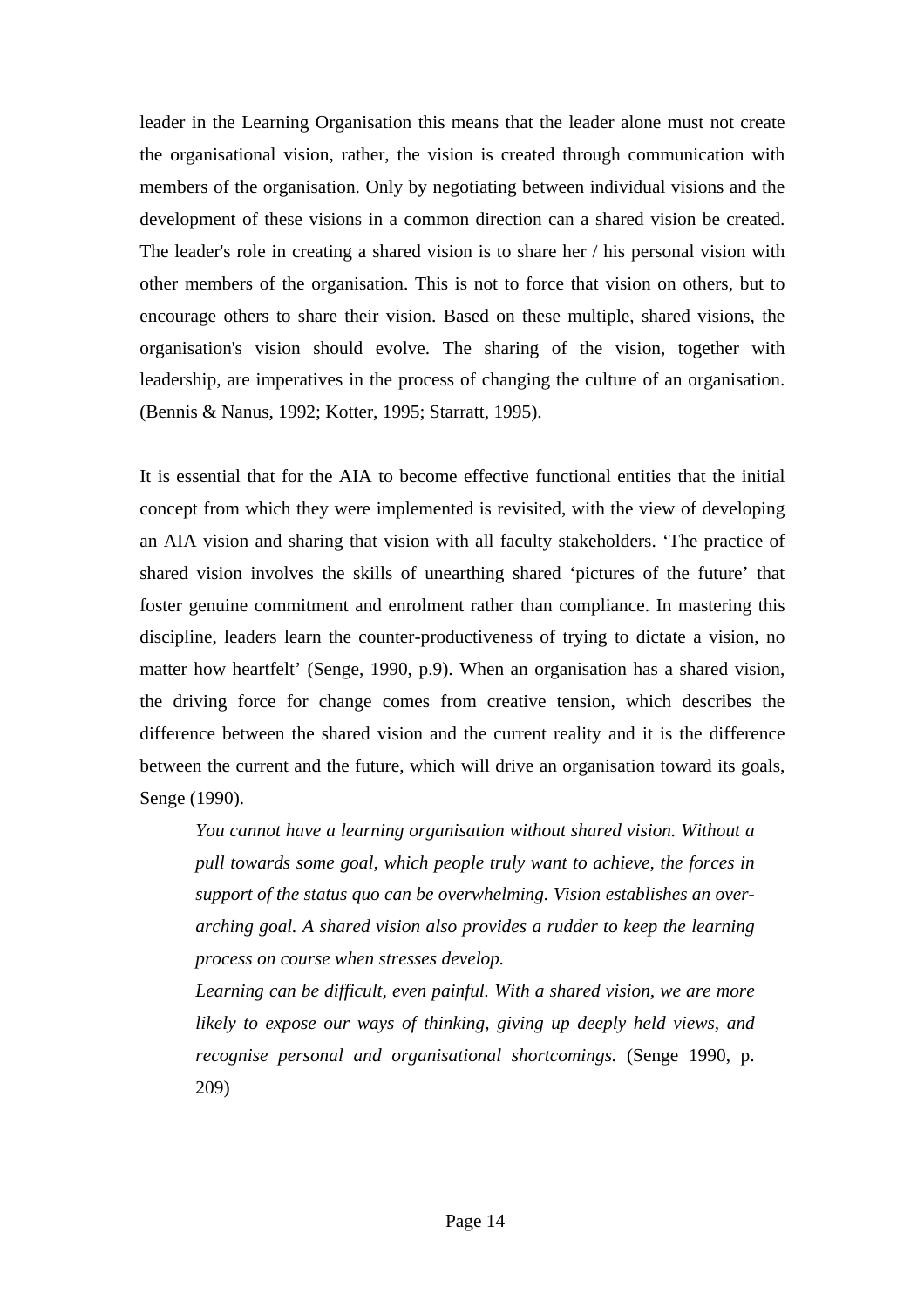leader in the Learning Organisation this means that the leader alone must not create the organisational vision, rather, the vision is created through communication with members of the organisation. Only by negotiating between individual visions and the development of these visions in a common direction can a shared vision be created. The leader's role in creating a shared vision is to share her / his personal vision with other members of the organisation. This is not to force that vision on others, but to encourage others to share their vision. Based on these multiple, shared visions, the organisation's vision should evolve. The sharing of the vision, together with leadership, are imperatives in the process of changing the culture of an organisation. (Bennis & Nanus, 1992; Kotter, 1995; Starratt, 1995).

It is essential that for the AIA to become effective functional entities that the initial concept from which they were implemented is revisited, with the view of developing an AIA vision and sharing that vision with all faculty stakeholders. 'The practice of shared vision involves the skills of unearthing shared 'pictures of the future' that foster genuine commitment and enrolment rather than compliance. In mastering this discipline, leaders learn the counter-productiveness of trying to dictate a vision, no matter how heartfelt' (Senge, 1990, p.9). When an organisation has a shared vision, the driving force for change comes from creative tension, which describes the difference between the shared vision and the current reality and it is the difference between the current and the future, which will drive an organisation toward its goals, Senge (1990).

> *You cannot have a learning organisation without shared vision. Without a pull towards some goal, which people truly want to achieve, the forces in support of the status quo can be overwhelming. Vision establishes an over-arching goal. A shared vision also provides a rudder to keep the learning process on course when stresses develop.*
>
> *Learning can be difficult, even painful. With a shared vision, we are more likely to expose our ways of thinking, giving up deeply held views, and recognise personal and organisational shortcomings.* (Senge 1990, p. 209)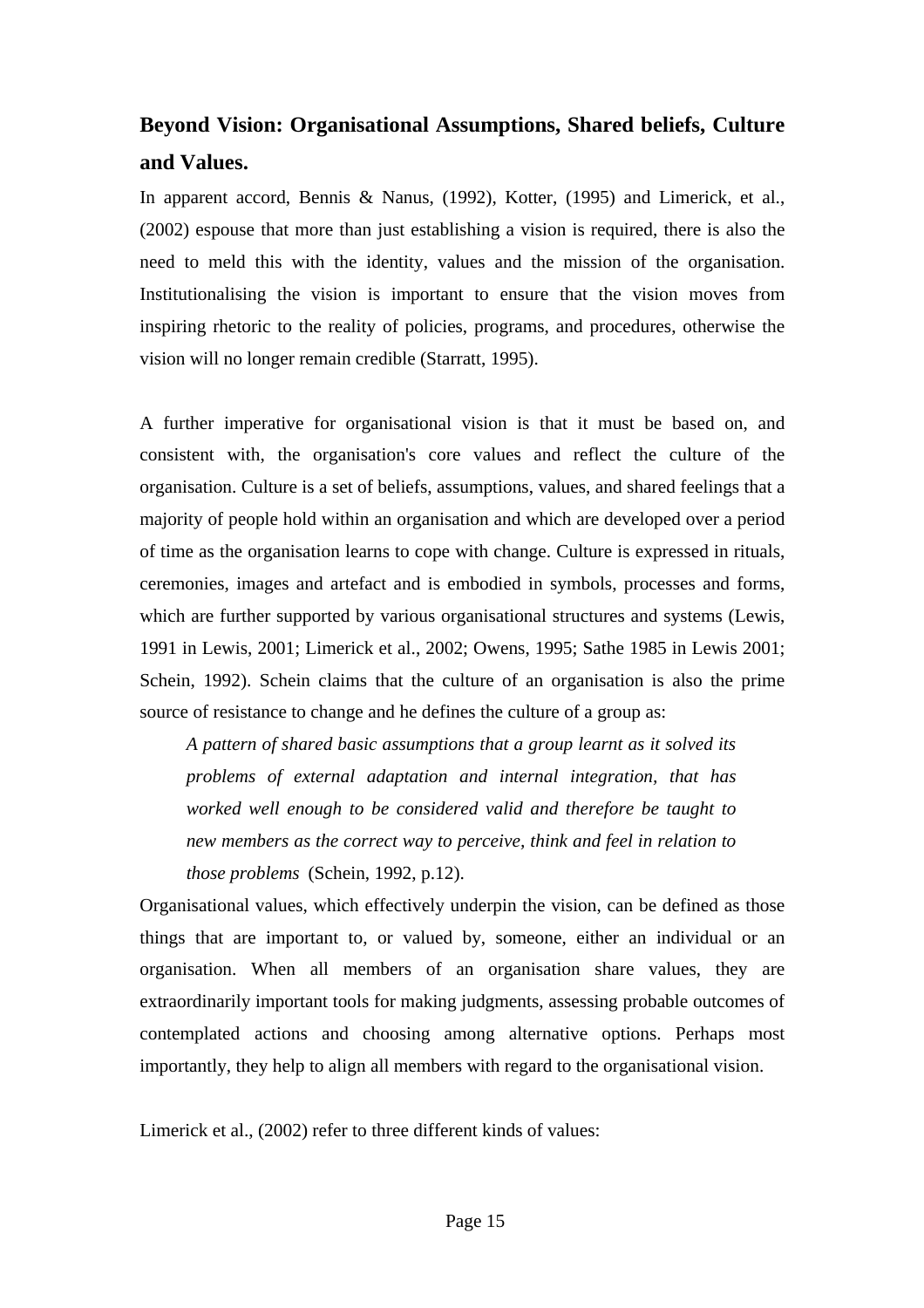## Beyond Vision: Organisational Assumptions, Shared beliefs, Culture and Values.

In apparent accord, Bennis & Nanus, (1992), Kotter, (1995) and Limerick, et al., (2002) espouse that more than just establishing a vision is required, there is also the need to meld this with the identity, values and the mission of the organisation. Institutionalising the vision is important to ensure that the vision moves from inspiring rhetoric to the reality of policies, programs, and procedures, otherwise the vision will no longer remain credible (Starratt, 1995).

A further imperative for organisational vision is that it must be based on, and consistent with, the organisation's core values and reflect the culture of the organisation. Culture is a set of beliefs, assumptions, values, and shared feelings that a majority of people hold within an organisation and which are developed over a period of time as the organisation learns to cope with change. Culture is expressed in rituals, ceremonies, images and artefact and is embodied in symbols, processes and forms, which are further supported by various organisational structures and systems (Lewis, 1991 in Lewis, 2001; Limerick et al., 2002; Owens, 1995; Sathe 1985 in Lewis 2001; Schein, 1992). Schein claims that the culture of an organisation is also the prime source of resistance to change and he defines the culture of a group as:

> *A pattern of shared basic assumptions that a group learnt as it solved its problems of external adaptation and internal integration, that has worked well enough to be considered valid and therefore be taught to new members as the correct way to perceive, think and feel in relation to those problems* (Schein, 1992, p.12).

Organisational values, which effectively underpin the vision, can be defined as those things that are important to, or valued by, someone, either an individual or an organisation. When all members of an organisation share values, they are extraordinarily important tools for making judgments, assessing probable outcomes of contemplated actions and choosing among alternative options. Perhaps most importantly, they help to align all members with regard to the organisational vision.

Limerick et al., (2002) refer to three different kinds of values: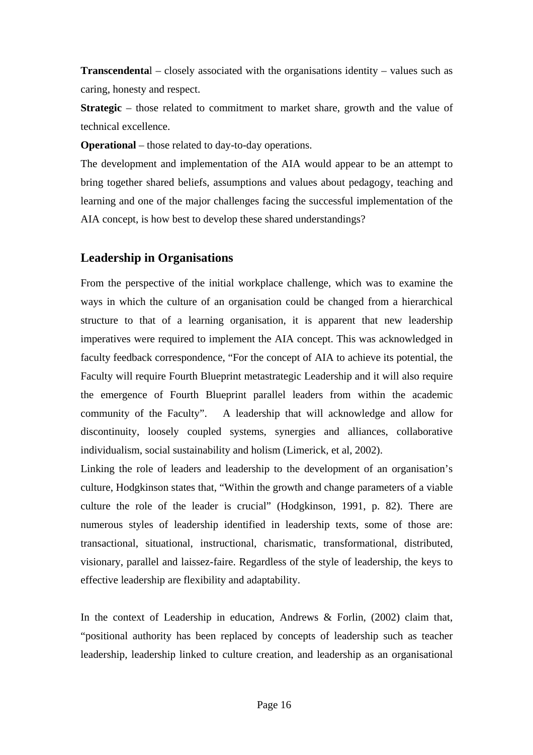**Transcendental** – closely associated with the organisations identity – values such as caring, honesty and respect.

**Strategic** – those related to commitment to market share, growth and the value of technical excellence.

**Operational** – those related to day-to-day operations.

The development and implementation of the AIA would appear to be an attempt to bring together shared beliefs, assumptions and values about pedagogy, teaching and learning and one of the major challenges facing the successful implementation of the AIA concept, is how best to develop these shared understandings?

## Leadership in Organisations

From the perspective of the initial workplace challenge, which was to examine the ways in which the culture of an organisation could be changed from a hierarchical structure to that of a learning organisation, it is apparent that new leadership imperatives were required to implement the AIA concept. This was acknowledged in faculty feedback correspondence, "For the concept of AIA to achieve its potential, the Faculty will require Fourth Blueprint metastrategic Leadership and it will also require the emergence of Fourth Blueprint parallel leaders from within the academic community of the Faculty". A leadership that will acknowledge and allow for discontinuity, loosely coupled systems, synergies and alliances, collaborative individualism, social sustainability and holism (Limerick, et al, 2002).

Linking the role of leaders and leadership to the development of an organisation's culture, Hodgkinson states that, "Within the growth and change parameters of a viable culture the role of the leader is crucial" (Hodgkinson, 1991, p. 82). There are numerous styles of leadership identified in leadership texts, some of those are: transactional, situational, instructional, charismatic, transformational, distributed, visionary, parallel and laissez-faire. Regardless of the style of leadership, the keys to effective leadership are flexibility and adaptability.

In the context of Leadership in education, Andrews & Forlin, (2002) claim that, "positional authority has been replaced by concepts of leadership such as teacher leadership, leadership linked to culture creation, and leadership as an organisational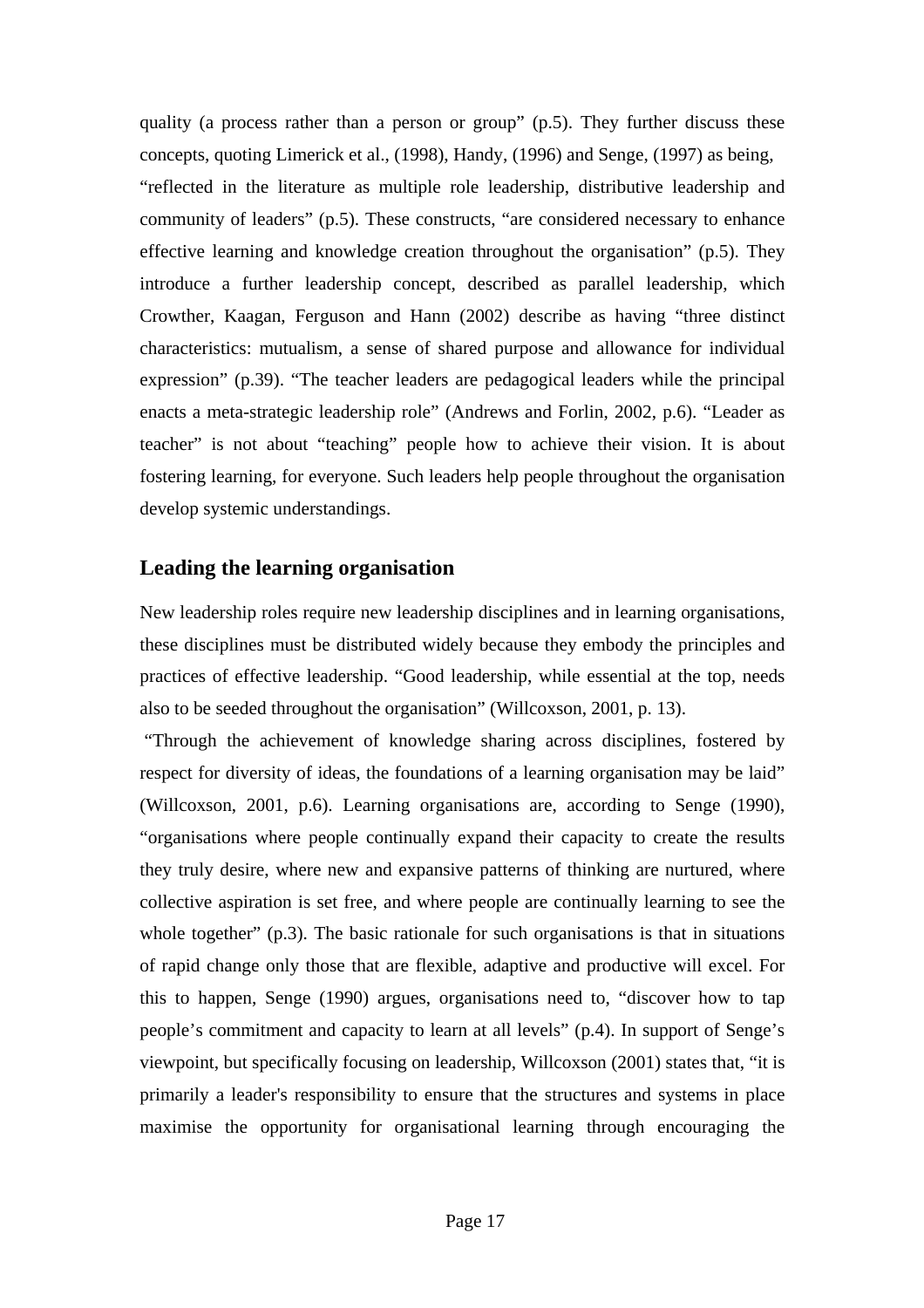quality (a process rather than a person or group" (p.5). They further discuss these concepts, quoting Limerick et al., (1998), Handy, (1996) and Senge, (1997) as being, "reflected in the literature as multiple role leadership, distributive leadership and community of leaders" (p.5). These constructs, "are considered necessary to enhance effective learning and knowledge creation throughout the organisation" (p.5). They introduce a further leadership concept, described as parallel leadership, which Crowther, Kaagan, Ferguson and Hann (2002) describe as having "three distinct characteristics: mutualism, a sense of shared purpose and allowance for individual expression" (p.39). "The teacher leaders are pedagogical leaders while the principal enacts a meta-strategic leadership role" (Andrews and Forlin, 2002, p.6). "Leader as teacher" is not about "teaching" people how to achieve their vision. It is about fostering learning, for everyone. Such leaders help people throughout the organisation develop systemic understandings.

## Leading the learning organisation

New leadership roles require new leadership disciplines and in learning organisations, these disciplines must be distributed widely because they embody the principles and practices of effective leadership. "Good leadership, while essential at the top, needs also to be seeded throughout the organisation" (Willcoxson, 2001, p. 13).

"Through the achievement of knowledge sharing across disciplines, fostered by respect for diversity of ideas, the foundations of a learning organisation may be laid" (Willcoxson, 2001, p.6). Learning organisations are, according to Senge (1990), "organisations where people continually expand their capacity to create the results they truly desire, where new and expansive patterns of thinking are nurtured, where collective aspiration is set free, and where people are continually learning to see the whole together" (p.3). The basic rationale for such organisations is that in situations of rapid change only those that are flexible, adaptive and productive will excel. For this to happen, Senge (1990) argues, organisations need to, "discover how to tap people's commitment and capacity to learn at all levels" (p.4). In support of Senge's viewpoint, but specifically focusing on leadership, Willcoxson (2001) states that, "it is primarily a leader's responsibility to ensure that the structures and systems in place maximise the opportunity for organisational learning through encouraging the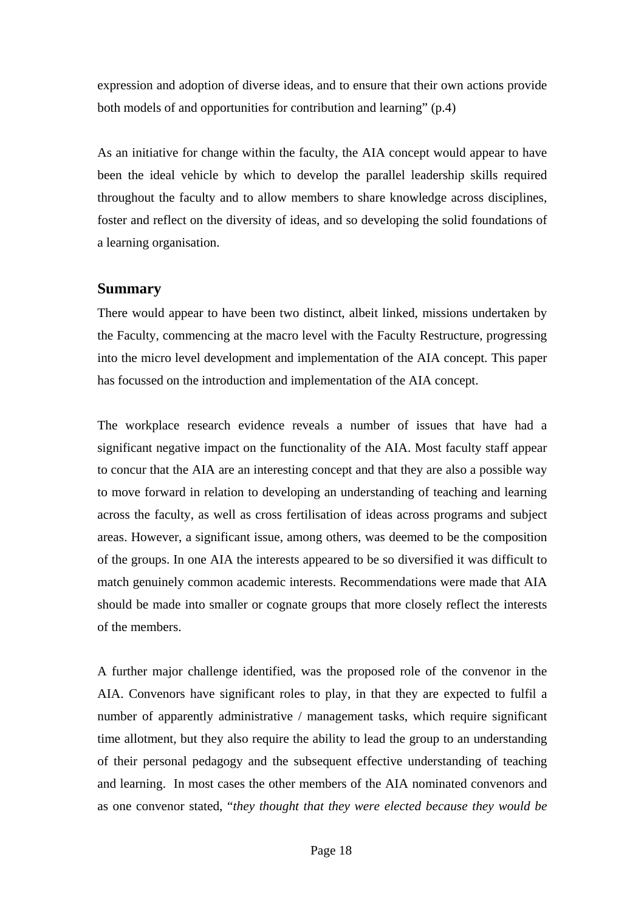expression and adoption of diverse ideas, and to ensure that their own actions provide both models of and opportunities for contribution and learning" (p.4)

As an initiative for change within the faculty, the AIA concept would appear to have been the ideal vehicle by which to develop the parallel leadership skills required throughout the faculty and to allow members to share knowledge across disciplines, foster and reflect on the diversity of ideas, and so developing the solid foundations of a learning organisation.

## Summary

There would appear to have been two distinct, albeit linked, missions undertaken by the Faculty, commencing at the macro level with the Faculty Restructure, progressing into the micro level development and implementation of the AIA concept. This paper has focussed on the introduction and implementation of the AIA concept.

The workplace research evidence reveals a number of issues that have had a significant negative impact on the functionality of the AIA. Most faculty staff appear to concur that the AIA are an interesting concept and that they are also a possible way to move forward in relation to developing an understanding of teaching and learning across the faculty, as well as cross fertilisation of ideas across programs and subject areas. However, a significant issue, among others, was deemed to be the composition of the groups. In one AIA the interests appeared to be so diversified it was difficult to match genuinely common academic interests. Recommendations were made that AIA should be made into smaller or cognate groups that more closely reflect the interests of the members.

A further major challenge identified, was the proposed role of the convenor in the AIA. Convenors have significant roles to play, in that they are expected to fulfil a number of apparently administrative / management tasks, which require significant time allotment, but they also require the ability to lead the group to an understanding of their personal pedagogy and the subsequent effective understanding of teaching and learning. In most cases the other members of the AIA nominated convenors and as one convenor stated, "*they thought that they were elected because they would be*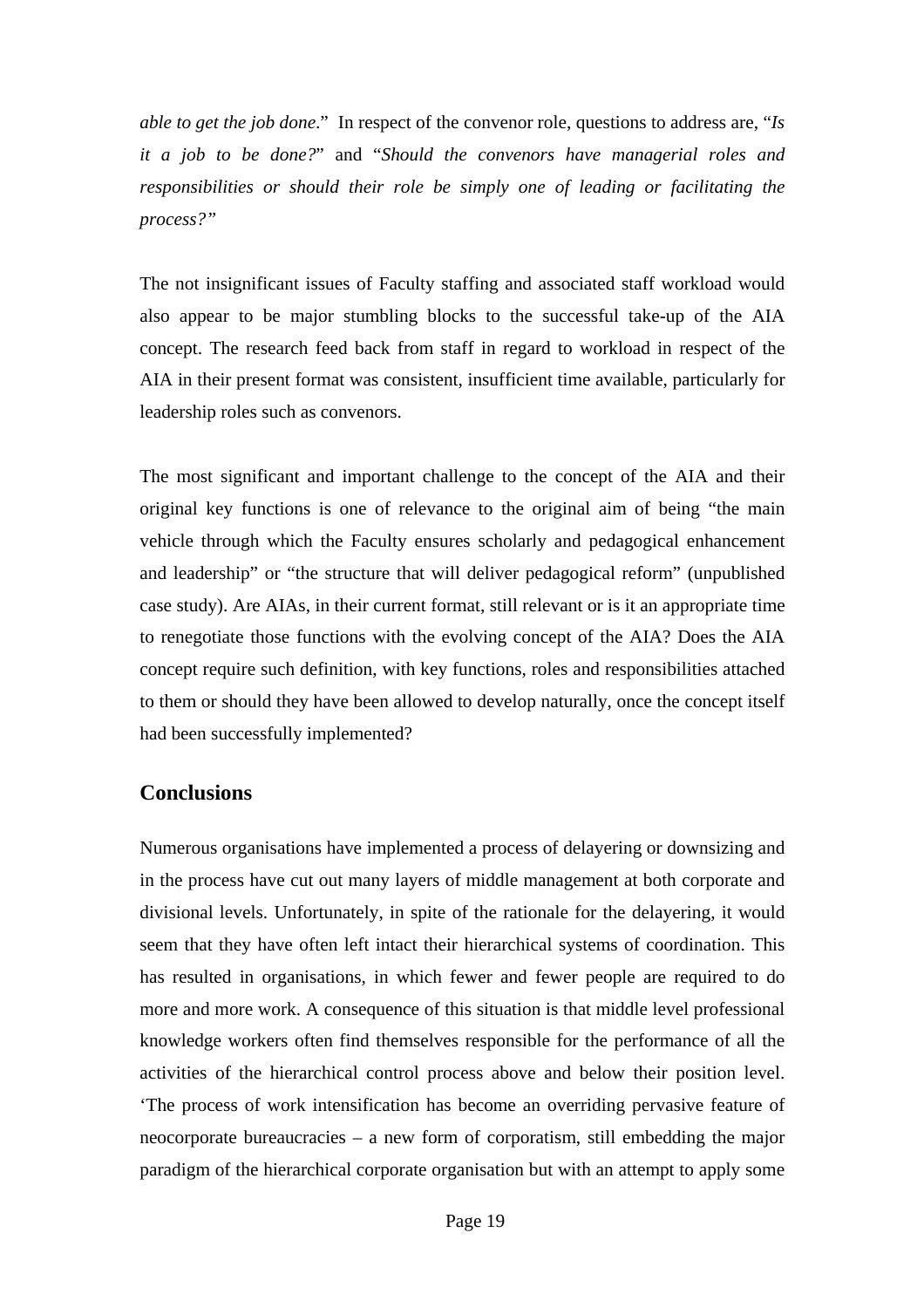*able to get the job done*."  In respect of the convenor role, questions to address are, "*Is it a job to be done?*" and "*Should the convenors have managerial roles and responsibilities or should their role be simply one of leading or facilitating the process?"*

The not insignificant issues of Faculty staffing and associated staff workload would also appear to be major stumbling blocks to the successful take-up of the AIA concept. The research feed back from staff in regard to workload in respect of the AIA in their present format was consistent, insufficient time available, particularly for leadership roles such as convenors.

The most significant and important challenge to the concept of the AIA and their original key functions is one of relevance to the original aim of being "the main vehicle through which the Faculty ensures scholarly and pedagogical enhancement and leadership" or "the structure that will deliver pedagogical reform" (unpublished case study). Are AIAs, in their current format, still relevant or is it an appropriate time to renegotiate those functions with the evolving concept of the AIA? Does the AIA concept require such definition, with key functions, roles and responsibilities attached to them or should they have been allowed to develop naturally, once the concept itself had been successfully implemented?

## Conclusions

Numerous organisations have implemented a process of delayering or downsizing and in the process have cut out many layers of middle management at both corporate and divisional levels. Unfortunately, in spite of the rationale for the delayering, it would seem that they have often left intact their hierarchical systems of coordination. This has resulted in organisations, in which fewer and fewer people are required to do more and more work. A consequence of this situation is that middle level professional knowledge workers often find themselves responsible for the performance of all the activities of the hierarchical control process above and below their position level. 'The process of work intensification has become an overriding pervasive feature of neocorporate bureaucracies – a new form of corporatism, still embedding the major paradigm of the hierarchical corporate organisation but with an attempt to apply some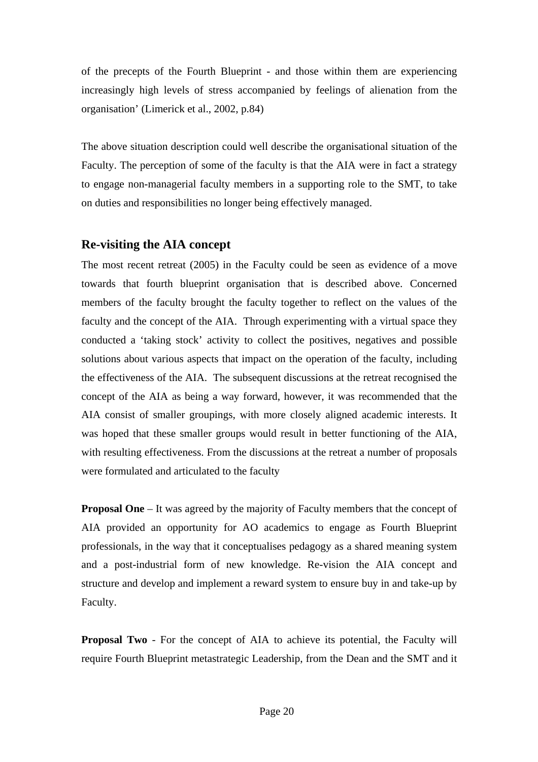of the precepts of the Fourth Blueprint - and those within them are experiencing increasingly high levels of stress accompanied by feelings of alienation from the organisation' (Limerick et al., 2002, p.84)

The above situation description could well describe the organisational situation of the Faculty. The perception of some of the faculty is that the AIA were in fact a strategy to engage non-managerial faculty members in a supporting role to the SMT, to take on duties and responsibilities no longer being effectively managed.

## Re-visiting the AIA concept

The most recent retreat (2005) in the Faculty could be seen as evidence of a move towards that fourth blueprint organisation that is described above. Concerned members of the faculty brought the faculty together to reflect on the values of the faculty and the concept of the AIA. Through experimenting with a virtual space they conducted a 'taking stock' activity to collect the positives, negatives and possible solutions about various aspects that impact on the operation of the faculty, including the effectiveness of the AIA. The subsequent discussions at the retreat recognised the concept of the AIA as being a way forward, however, it was recommended that the AIA consist of smaller groupings, with more closely aligned academic interests. It was hoped that these smaller groups would result in better functioning of the AIA, with resulting effectiveness. From the discussions at the retreat a number of proposals were formulated and articulated to the faculty

**Proposal One** – It was agreed by the majority of Faculty members that the concept of AIA provided an opportunity for AO academics to engage as Fourth Blueprint professionals, in the way that it conceptualises pedagogy as a shared meaning system and a post-industrial form of new knowledge. Re-vision the AIA concept and structure and develop and implement a reward system to ensure buy in and take-up by Faculty.

**Proposal Two** - For the concept of AIA to achieve its potential, the Faculty will require Fourth Blueprint metastrategic Leadership, from the Dean and the SMT and it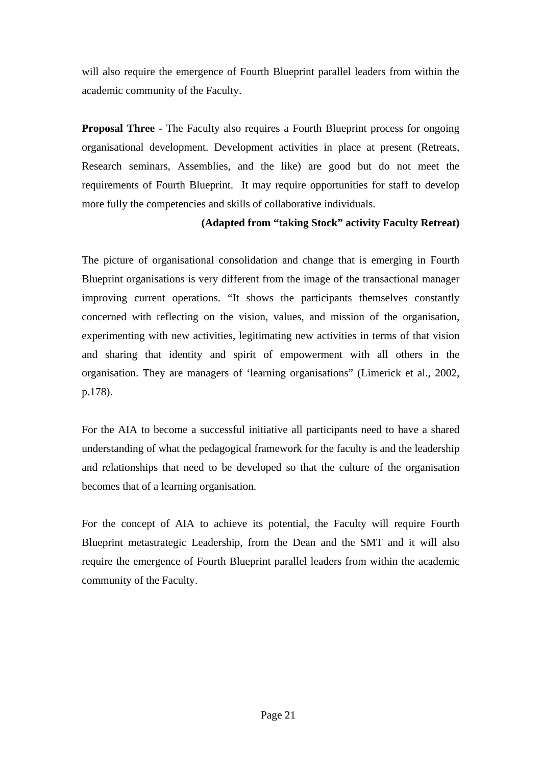will also require the emergence of Fourth Blueprint parallel leaders from within the academic community of the Faculty.

**Proposal Three** - The Faculty also requires a Fourth Blueprint process for ongoing organisational development. Development activities in place at present (Retreats, Research seminars, Assemblies, and the like) are good but do not meet the requirements of Fourth Blueprint. It may require opportunities for staff to develop more fully the competencies and skills of collaborative individuals.

**(Adapted from "taking Stock" activity Faculty Retreat)**

The picture of organisational consolidation and change that is emerging in Fourth Blueprint organisations is very different from the image of the transactional manager improving current operations. "It shows the participants themselves constantly concerned with reflecting on the vision, values, and mission of the organisation, experimenting with new activities, legitimating new activities in terms of that vision and sharing that identity and spirit of empowerment with all others in the organisation. They are managers of 'learning organisations" (Limerick et al., 2002, p.178).

For the AIA to become a successful initiative all participants need to have a shared understanding of what the pedagogical framework for the faculty is and the leadership and relationships that need to be developed so that the culture of the organisation becomes that of a learning organisation.

For the concept of AIA to achieve its potential, the Faculty will require Fourth Blueprint metastrategic Leadership, from the Dean and the SMT and it will also require the emergence of Fourth Blueprint parallel leaders from within the academic community of the Faculty.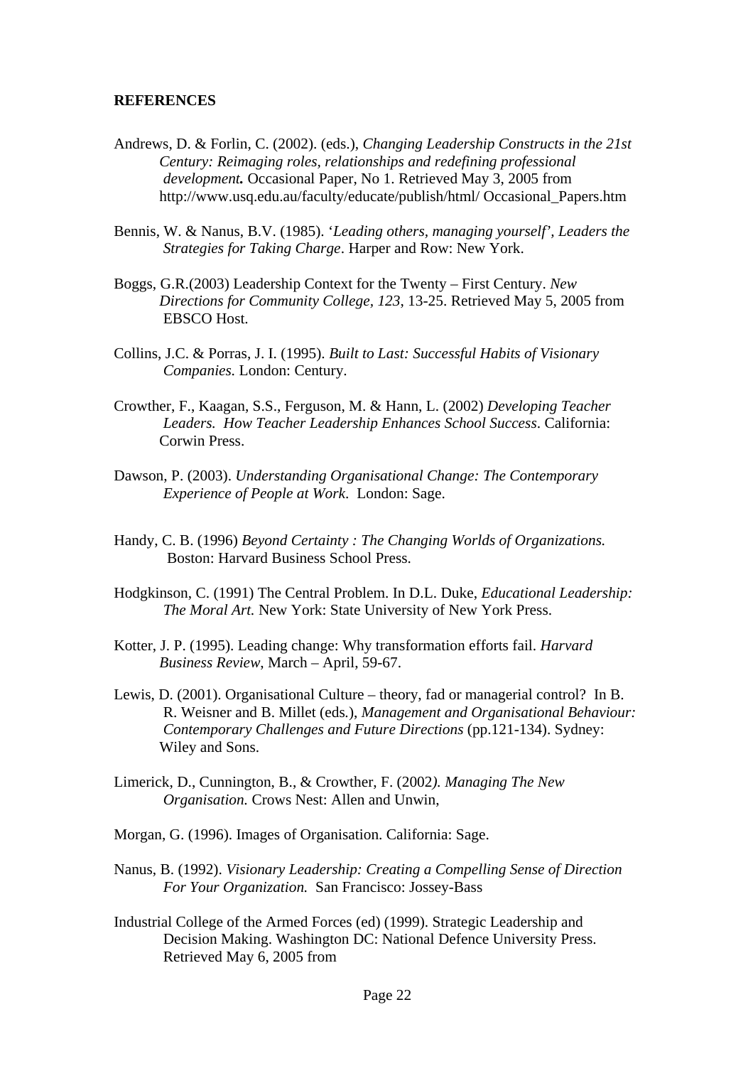**REFERENCES**

Andrews, D. & Forlin, C. (2002). (eds.), *Changing Leadership Constructs in the 21st Century: Reimaging roles, relationships and redefining professional development.* Occasional Paper, No 1. Retrieved May 3, 2005 from http://www.usq.edu.au/faculty/educate/publish/html/ Occasional_Papers.htm

Bennis, W. & Nanus, B.V. (1985). '*Leading others, managing yourself', Leaders the Strategies for Taking Charge*. Harper and Row: New York.

Boggs, G.R.(2003) Leadership Context for the Twenty – First Century. *New Directions for Community College*, *123*, 13-25. Retrieved May 5, 2005 from EBSCO Host.

Collins, J.C. & Porras, J. I. (1995). *Built to Last: Successful Habits of Visionary Companies.* London: Century.

Crowther, F., Kaagan, S.S., Ferguson, M. & Hann, L. (2002) *Developing Teacher Leaders. How Teacher Leadership Enhances School Success*. California: Corwin Press.

Dawson, P. (2003). *Understanding Organisational Change: The Contemporary Experience of People at Work*. London: Sage.

Handy, C. B. (1996) *Beyond Certainty : The Changing Worlds of Organizations.* Boston: Harvard Business School Press.

Hodgkinson, C. (1991) The Central Problem. In D.L. Duke, *Educational Leadership: The Moral Art.* New York: State University of New York Press.

Kotter, J. P. (1995). Leading change: Why transformation efforts fail. *Harvard Business Review*, March – April, 59-67.

Lewis, D. (2001). Organisational Culture – theory, fad or managerial control? In B. R. Weisner and B. Millet (eds.), *Management and Organisational Behaviour: Contemporary Challenges and Future Directions* (pp.121-134). Sydney: Wiley and Sons.

Limerick, D., Cunnington, B., & Crowther, F. (2002*). Managing The New Organisation.* Crows Nest: Allen and Unwin,

Morgan, G. (1996). Images of Organisation. California: Sage.

Nanus, B. (1992). *Visionary Leadership: Creating a Compelling Sense of Direction For Your Organization.* San Francisco: Jossey-Bass

Industrial College of the Armed Forces (ed) (1999). Strategic Leadership and Decision Making. Washington DC: National Defence University Press. Retrieved May 6, 2005 from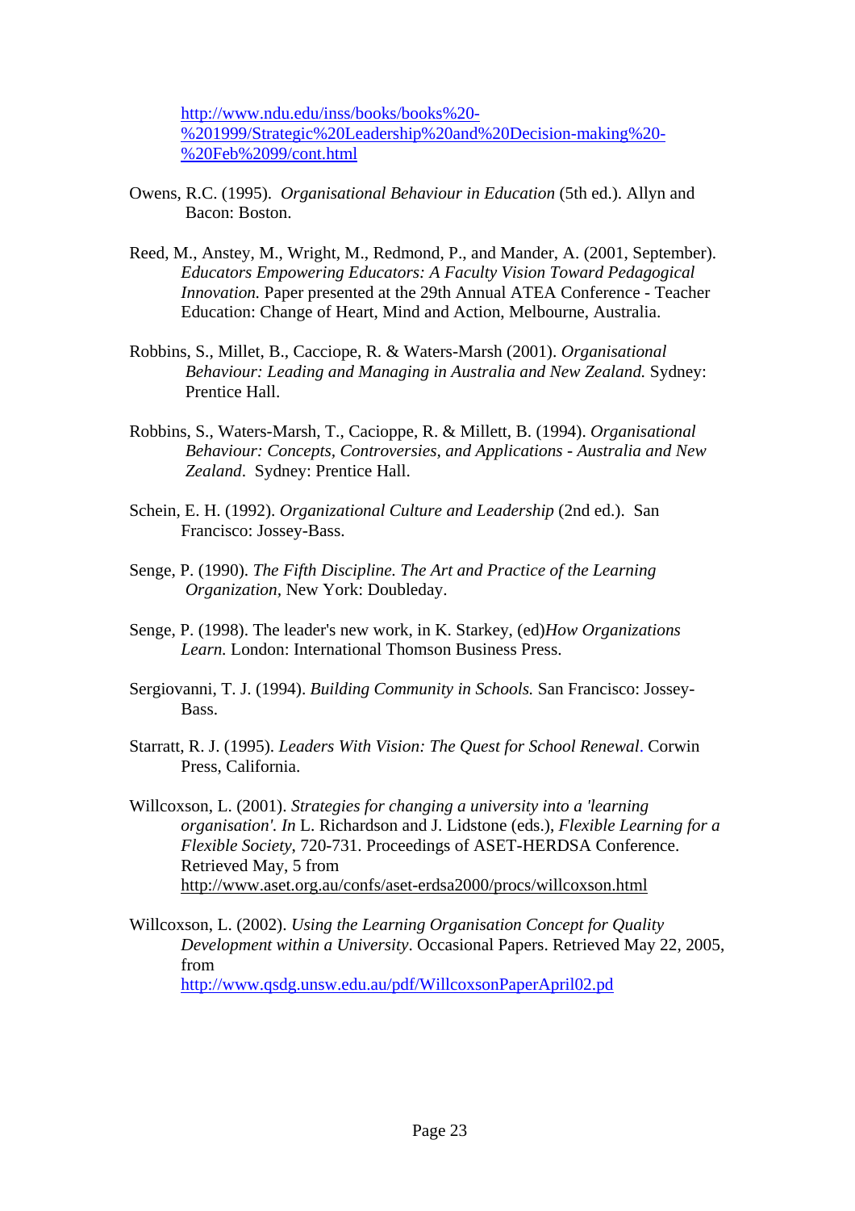http://www.ndu.edu/inss/books/books%20-%201999/Strategic%20Leadership%20and%20Decision-making%20-%20Feb%2099/cont.html

Owens, R.C. (1995). *Organisational Behaviour in Education* (5th ed.). Allyn and Bacon: Boston.

Reed, M., Anstey, M., Wright, M., Redmond, P., and Mander, A. (2001, September). *Educators Empowering Educators: A Faculty Vision Toward Pedagogical Innovation.* Paper presented at the 29th Annual ATEA Conference - Teacher Education: Change of Heart, Mind and Action, Melbourne, Australia.

Robbins, S., Millet, B., Cacciope, R. & Waters-Marsh (2001). *Organisational Behaviour: Leading and Managing in Australia and New Zealand.* Sydney: Prentice Hall.

Robbins, S., Waters-Marsh, T., Cacioppe, R. & Millett, B. (1994). *Organisational Behaviour: Concepts, Controversies, and Applications - Australia and New Zealand*. Sydney: Prentice Hall.

Schein, E. H. (1992). *Organizational Culture and Leadership* (2nd ed.). San Francisco: Jossey-Bass.

Senge, P. (1990). *The Fifth Discipline. The Art and Practice of the Learning Organization*, New York: Doubleday.

Senge, P. (1998). The leader's new work, in K. Starkey, (ed)*How Organizations Learn.* London: International Thomson Business Press.

Sergiovanni, T. J. (1994). *Building Community in Schools.* San Francisco: Jossey-Bass.

Starratt, R. J. (1995). *Leaders With Vision: The Quest for School Renewal*. Corwin Press, California.

Willcoxson, L. (2001). *Strategies for changing a university into a 'learning organisation'. In* L. Richardson and J. Lidstone (eds.), *Flexible Learning for a Flexible Society*, 720-731. Proceedings of ASET-HERDSA Conference. Retrieved May, 5 from http://www.aset.org.au/confs/aset-erdsa2000/procs/willcoxson.html

Willcoxson, L. (2002). *Using the Learning Organisation Concept for Quality Development within a University*. Occasional Papers. Retrieved May 22, 2005, from http://www.qsdg.unsw.edu.au/pdf/WillcoxsonPaperApril02.pd